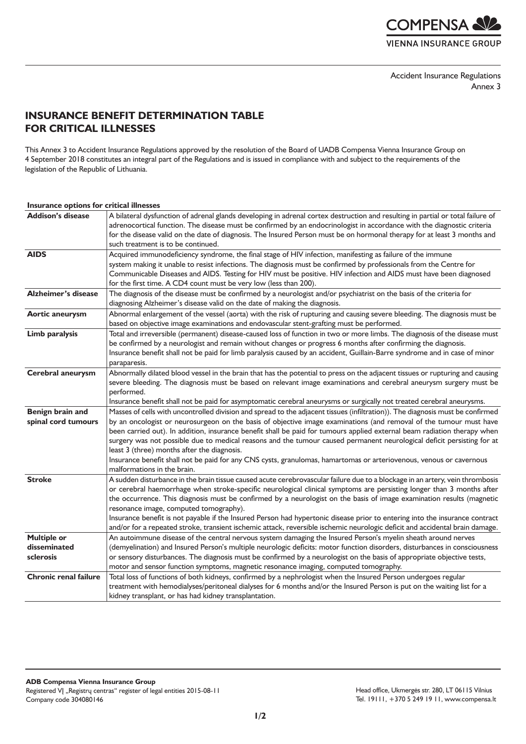Accident Insurance Regulations
Annex 3

# INSURANCE BENEFIT DETERMINATION TABLE FOR CRITICAL ILLNESSES

This Annex 3 to Accident Insurance Regulations approved by the resolution of the Board of UADB Compensa Vienna Insurance Group on 4 September 2018 constitutes an integral part of the Regulations and is issued in compliance with and subject to the requirements of the legislation of the Republic of Lithuania.

**Insurance options for critical illnesses**

| | |
|---|---|
| **Addison's disease** | A bilateral dysfunction of adrenal glands developing in adrenal cortex destruction and resulting in partial or total failure of adrenocortical function. The disease must be confirmed by an endocrinologist in accordance with the diagnostic criteria for the disease valid on the date of diagnosis. The Insured Person must be on hormonal therapy for at least 3 months and such treatment is to be continued. |
| **AIDS** | Acquired immunodeficiency syndrome, the final stage of HIV infection, manifesting as failure of the immune system making it unable to resist infections. The diagnosis must be confirmed by professionals from the Centre for Communicable Diseases and AIDS. Testing for HIV must be positive. HIV infection and AIDS must have been diagnosed for the first time. A CD4 count must be very low (less than 200). |
| **Alzheimer's disease** | The diagnosis of the disease must be confirmed by a neurologist and/or psychiatrist on the basis of the criteria for diagnosing Alzheimer's disease valid on the date of making the diagnosis. |
| **Aortic aneurysm** | Abnormal enlargement of the vessel (aorta) with the risk of rupturing and causing severe bleeding. The diagnosis must be based on objective image examinations and endovascular stent-grafting must be performed. |
| **Limb paralysis** | Total and irreversible (permanent) disease-caused loss of function in two or more limbs. The diagnosis of the disease must be confirmed by a neurologist and remain without changes or progress 6 months after confirming the diagnosis.<br>Insurance benefit shall not be paid for limb paralysis caused by an accident, Guillain-Barre syndrome and in case of minor paraparesis. |
| **Cerebral aneurysm** | Abnormally dilated blood vessel in the brain that has the potential to press on the adjacent tissues or rupturing and causing severe bleeding. The diagnosis must be based on relevant image examinations and cerebral aneurysm surgery must be performed.<br>Insurance benefit shall not be paid for asymptomatic cerebral aneurysms or surgically not treated cerebral aneurysms. |
| **Benign brain and spinal cord tumours** | Masses of cells with uncontrolled division and spread to the adjacent tissues (infiltration)). The diagnosis must be confirmed by an oncologist or neurosurgeon on the basis of objective image examinations (and removal of the tumour must have been carried out). In addition, insurance benefit shall be paid for tumours applied external beam radiation therapy when surgery was not possible due to medical reasons and the tumour caused permanent neurological deficit persisting for at least 3 (three) months after the diagnosis.<br>Insurance benefit shall not be paid for any CNS cysts, granulomas, hamartomas or arteriovenous, venous or cavernous malformations in the brain. |
| **Stroke** | A sudden disturbance in the brain tissue caused acute cerebrovascular failure due to a blockage in an artery, vein thrombosis or cerebral haemorrhage when stroke-specific neurological clinical symptoms are persisting longer than 3 months after the occurrence. This diagnosis must be confirmed by a neurologist on the basis of image examination results (magnetic resonance image, computed tomography).<br>Insurance benefit is not payable if the Insured Person had hypertonic disease prior to entering into the insurance contract and/or for a repeated stroke, transient ischemic attack, reversible ischemic neurologic deficit and accidental brain damage. |
| **Multiple or disseminated sclerosis** | An autoimmune disease of the central nervous system damaging the Insured Person's myelin sheath around nerves (demyelination) and Insured Person's multiple neurologic deficits: motor function disorders, disturbances in consciousness or sensory disturbances. The diagnosis must be confirmed by a neurologist on the basis of appropriate objective tests, motor and sensor function symptoms, magnetic resonance imaging, computed tomography. |
| **Chronic renal failure** | Total loss of functions of both kidneys, confirmed by a nephrologist when the Insured Person undergoes regular treatment with hemodialyses/peritoneal dialyses for 6 months and/or the Insured Person is put on the waiting list for a kidney transplant, or has had kidney transplantation. |

**ADB Compensa Vienna Insurance Group**
Registered VĮ „Registrų centras" register of legal entities 2015-08-11
Company code 304080146

Head office, Ukmergės str. 280, LT 06115 Vilnius
Tel. 19111, +370 5 249 19 11, www.compensa.lt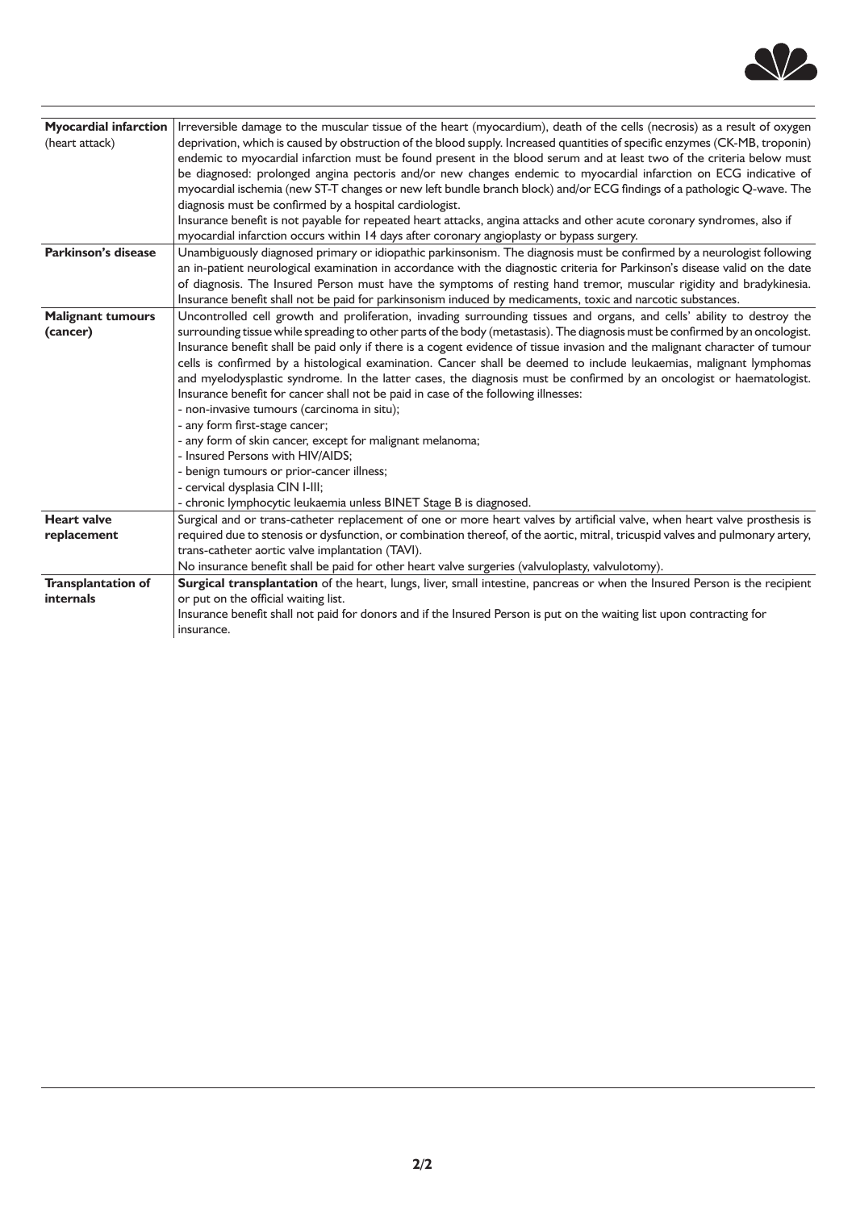| | |
|---|---|
| **Myocardial infarction** (heart attack) | Irreversible damage to the muscular tissue of the heart (myocardium), death of the cells (necrosis) as a result of oxygen deprivation, which is caused by obstruction of the blood supply. Increased quantities of specific enzymes (CK-MB, troponin) endemic to myocardial infarction must be found present in the blood serum and at least two of the criteria below must be diagnosed: prolonged angina pectoris and/or new changes endemic to myocardial infarction on ECG indicative of myocardial ischemia (new ST-T changes or new left bundle branch block) and/or ECG findings of a pathologic Q-wave. The diagnosis must be confirmed by a hospital cardiologist.<br>Insurance benefit is not payable for repeated heart attacks, angina attacks and other acute coronary syndromes, also if myocardial infarction occurs within 14 days after coronary angioplasty or bypass surgery. |
| **Parkinson's disease** | Unambiguously diagnosed primary or idiopathic parkinsonism. The diagnosis must be confirmed by a neurologist following an in-patient neurological examination in accordance with the diagnostic criteria for Parkinson's disease valid on the date of diagnosis. The Insured Person must have the symptoms of resting hand tremor, muscular rigidity and bradykinesia.<br>Insurance benefit shall not be paid for parkinsonism induced by medicaments, toxic and narcotic substances. |
| **Malignant tumours (cancer)** | Uncontrolled cell growth and proliferation, invading surrounding tissues and organs, and cells' ability to destroy the surrounding tissue while spreading to other parts of the body (metastasis). The diagnosis must be confirmed by an oncologist. Insurance benefit shall be paid only if there is a cogent evidence of tissue invasion and the malignant character of tumour cells is confirmed by a histological examination. Cancer shall be deemed to include leukaemias, malignant lymphomas and myelodysplastic syndrome. In the latter cases, the diagnosis must be confirmed by an oncologist or haematologist.<br>Insurance benefit for cancer shall not be paid in case of the following illnesses:<br>- non-invasive tumours (carcinoma in situ);<br>- any form first-stage cancer;<br>- any form of skin cancer, except for malignant melanoma;<br>- Insured Persons with HIV/AIDS;<br>- benign tumours or prior-cancer illness;<br>- cervical dysplasia CIN I-III;<br>- chronic lymphocytic leukaemia unless BINET Stage B is diagnosed. |
| **Heart valve replacement** | Surgical and or trans-catheter replacement of one or more heart valves by artificial valve, when heart valve prosthesis is required due to stenosis or dysfunction, or combination thereof, of the aortic, mitral, tricuspid valves and pulmonary artery, trans-catheter aortic valve implantation (TAVI).<br>No insurance benefit shall be paid for other heart valve surgeries (valvuloplasty, valvulotomy). |
| **Transplantation of internals** | **Surgical transplantation** of the heart, lungs, liver, small intestine, pancreas or when the Insured Person is the recipient or put on the official waiting list.<br>Insurance benefit shall not paid for donors and if the Insured Person is put on the waiting list upon contracting for insurance. |